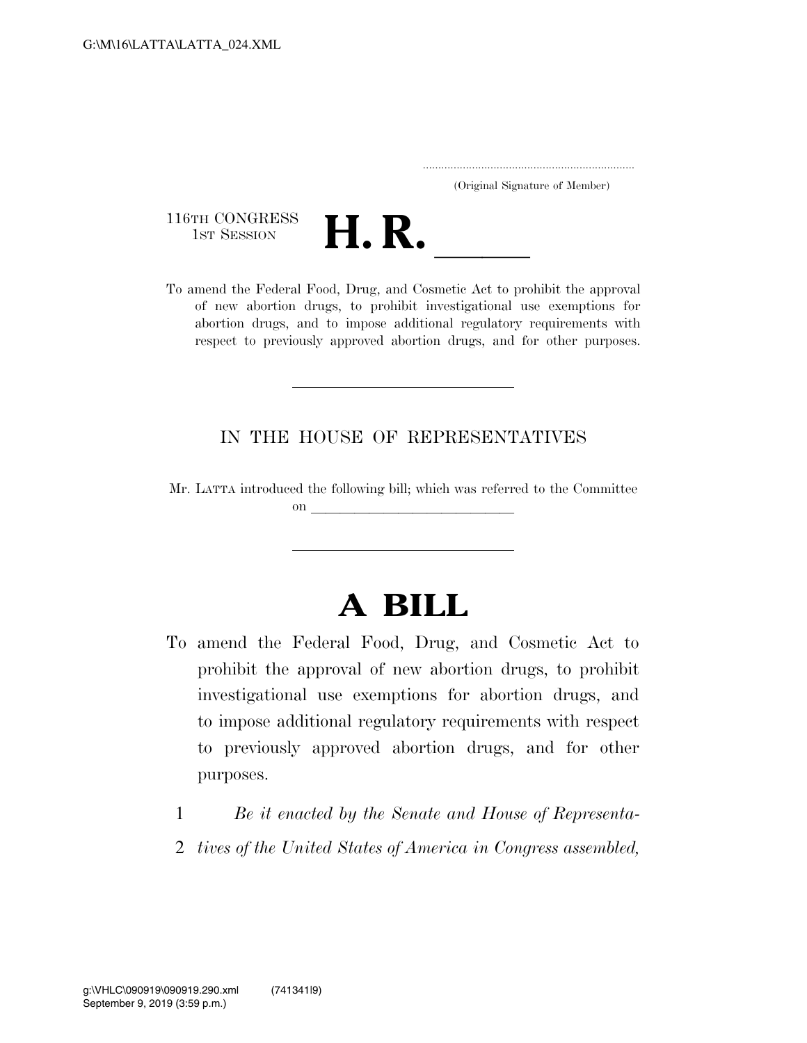G:\M\16\LATTA\LATTA_024.XML

.....................................................................
(Original Signature of Member)

116TH CONGRESS
1ST SESSION

# H. R. ______

To amend the Federal Food, Drug, and Cosmetic Act to prohibit the approval of new abortion drugs, to prohibit investigational use exemptions for abortion drugs, and to impose additional regulatory requirements with respect to previously approved abortion drugs, and for other purposes.

---

IN THE HOUSE OF REPRESENTATIVES

Mr. LATTA introduced the following bill; which was referred to the Committee on ______________________________

---

# A BILL

To amend the Federal Food, Drug, and Cosmetic Act to prohibit the approval of new abortion drugs, to prohibit investigational use exemptions for abortion drugs, and to impose additional regulatory requirements with respect to previously approved abortion drugs, and for other purposes.

1 *Be it enacted by the Senate and House of Representa-*
2 *tives of the United States of America in Congress assembled,*

g:\VHLC\090919\090919.290.xml (741341|9)
September 9, 2019 (3:59 p.m.)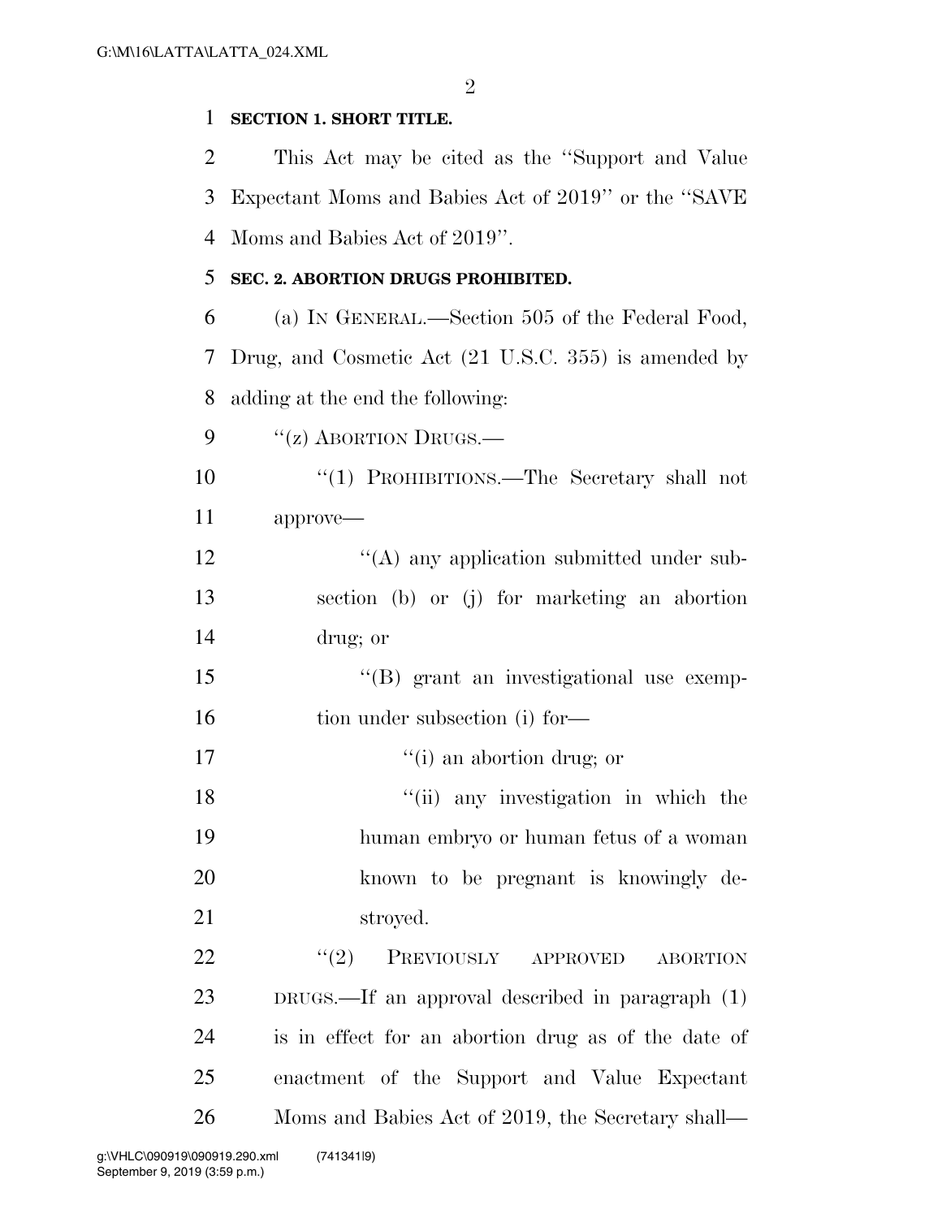**SECTION 1. SHORT TITLE.**

This Act may be cited as the ''Support and Value Expectant Moms and Babies Act of 2019'' or the ''SAVE Moms and Babies Act of 2019''.

**SEC. 2. ABORTION DRUGS PROHIBITED.**

(a) IN GENERAL.—Section 505 of the Federal Food, Drug, and Cosmetic Act (21 U.S.C. 355) is amended by adding at the end the following:

''(z) ABORTION DRUGS.—

''(1) PROHIBITIONS.—The Secretary shall not approve—

''(A) any application submitted under subsection (b) or (j) for marketing an abortion drug; or

''(B) grant an investigational use exemption under subsection (i) for—

''(i) an abortion drug; or

''(ii) any investigation in which the human embryo or human fetus of a woman known to be pregnant is knowingly destroyed.

''(2) PREVIOUSLY APPROVED ABORTION DRUGS.—If an approval described in paragraph (1) is in effect for an abortion drug as of the date of enactment of the Support and Value Expectant Moms and Babies Act of 2019, the Secretary shall—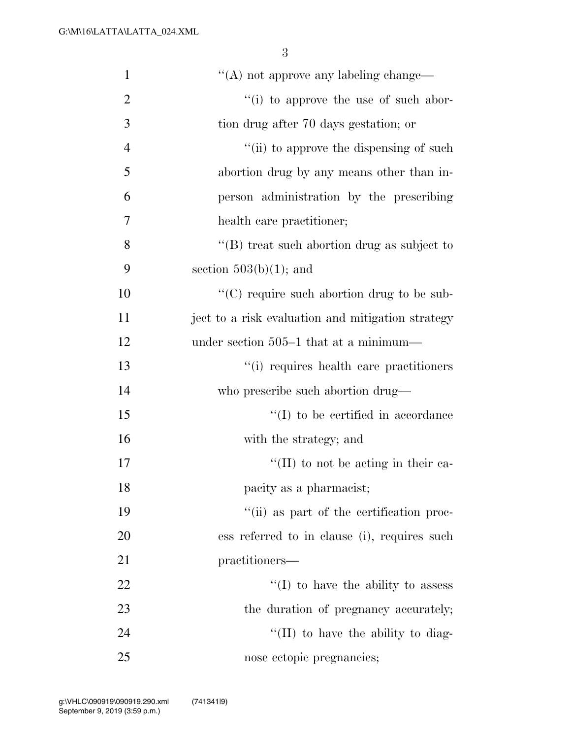''(A) not approve any labeling change—

''(i) to approve the use of such abortion drug after 70 days gestation; or

''(ii) to approve the dispensing of such abortion drug by any means other than in-person administration by the prescribing health care practitioner;

''(B) treat such abortion drug as subject to section 503(b)(1); and

''(C) require such abortion drug to be subject to a risk evaluation and mitigation strategy under section 505–1 that at a minimum—

''(i) requires health care practitioners who prescribe such abortion drug—

''(I) to be certified in accordance with the strategy; and

''(II) to not be acting in their capacity as a pharmacist;

''(ii) as part of the certification process referred to in clause (i), requires such practitioners—

''(I) to have the ability to assess the duration of pregnancy accurately;

''(II) to have the ability to diagnose ectopic pregnancies;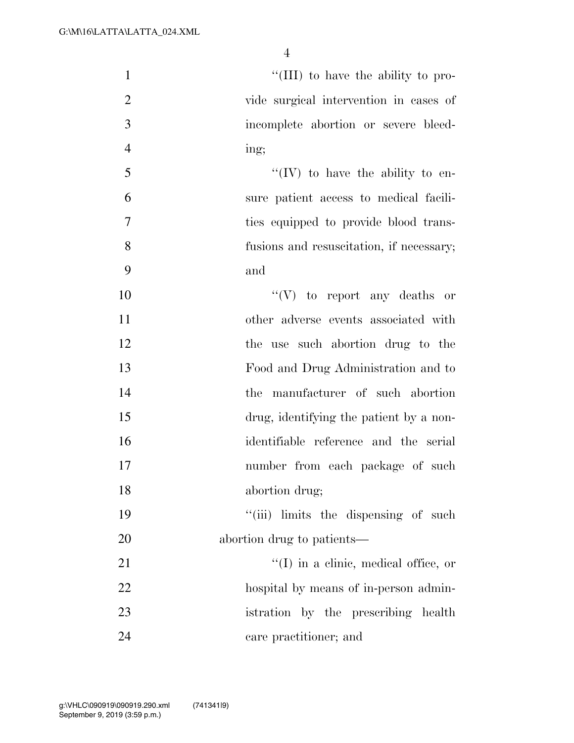"(III) to have the ability to provide surgical intervention in cases of incomplete abortion or severe bleeding;

"(IV) to have the ability to ensure patient access to medical facilities equipped to provide blood transfusions and resuscitation, if necessary; and

"(V) to report any deaths or other adverse events associated with the use such abortion drug to the Food and Drug Administration and to the manufacturer of such abortion drug, identifying the patient by a non-identifiable reference and the serial number from each package of such abortion drug;

"(iii) limits the dispensing of such abortion drug to patients—

"(I) in a clinic, medical office, or hospital by means of in-person administration by the prescribing health care practitioner; and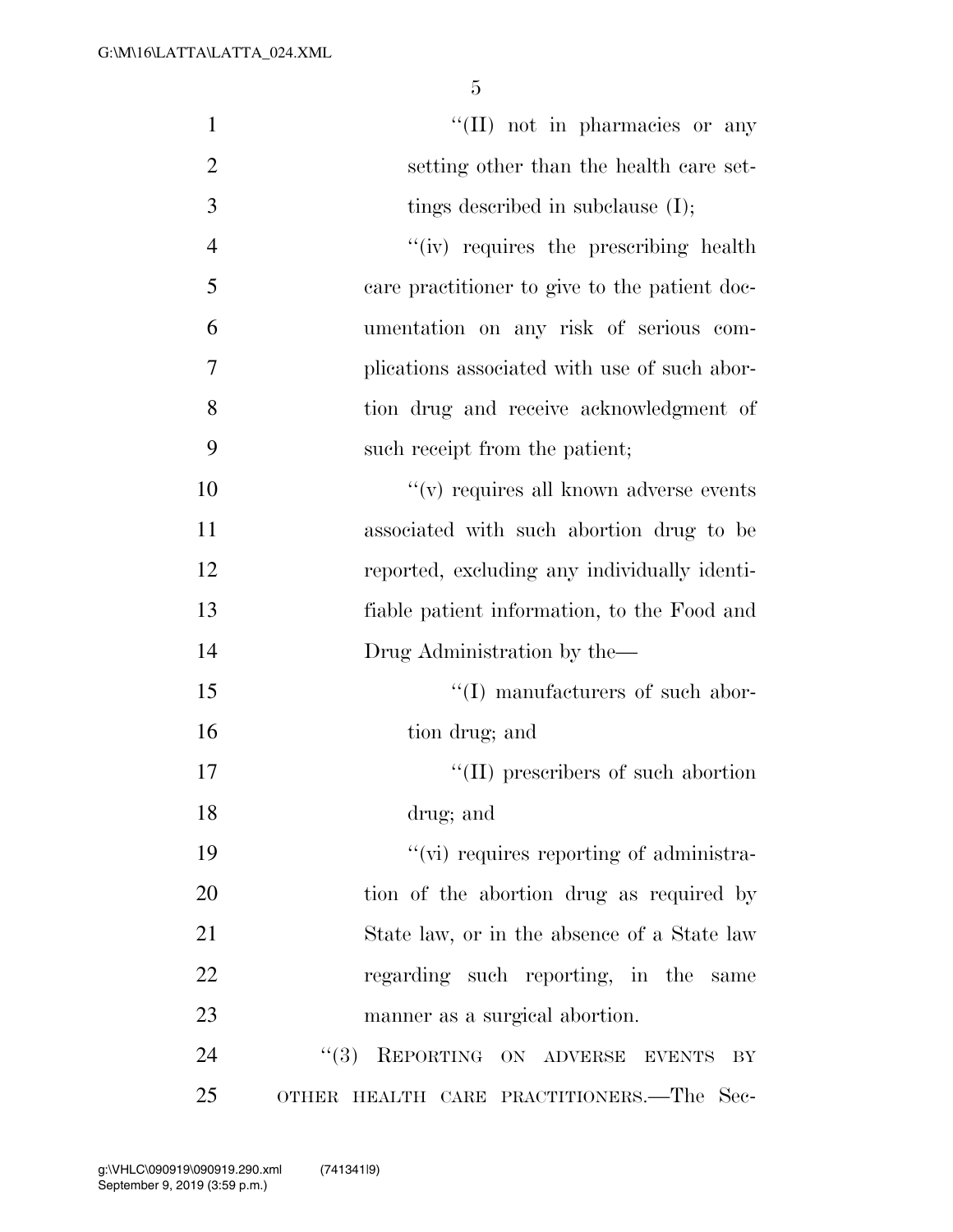"(II) not in pharmacies or any setting other than the health care settings described in subclause (I);

"(iv) requires the prescribing health care practitioner to give to the patient documentation on any risk of serious complications associated with use of such abortion drug and receive acknowledgment of such receipt from the patient;

"(v) requires all known adverse events associated with such abortion drug to be reported, excluding any individually identifiable patient information, to the Food and Drug Administration by the—

"(I) manufacturers of such abortion drug; and

"(II) prescribers of such abortion drug; and

"(vi) requires reporting of administration of the abortion drug as required by State law, or in the absence of a State law regarding such reporting, in the same manner as a surgical abortion.

"(3) REPORTING ON ADVERSE EVENTS BY OTHER HEALTH CARE PRACTITIONERS.—The Sec-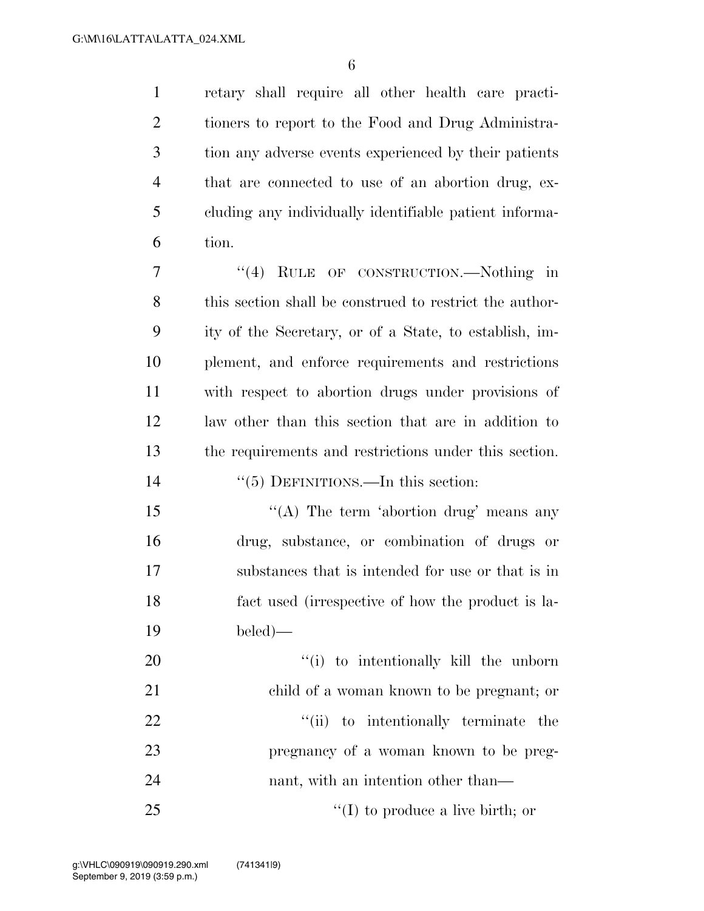retary shall require all other health care practitioners to report to the Food and Drug Administration any adverse events experienced by their patients that are connected to use of an abortion drug, excluding any individually identifiable patient information.

"(4) RULE OF CONSTRUCTION.—Nothing in this section shall be construed to restrict the authority of the Secretary, or of a State, to establish, implement, and enforce requirements and restrictions with respect to abortion drugs under provisions of law other than this section that are in addition to the requirements and restrictions under this section.

"(5) DEFINITIONS.—In this section:

"(A) The term 'abortion drug' means any drug, substance, or combination of drugs or substances that is intended for use or that is in fact used (irrespective of how the product is labeled)—

"(i) to intentionally kill the unborn child of a woman known to be pregnant; or

"(ii) to intentionally terminate the pregnancy of a woman known to be pregnant, with an intention other than—

"(I) to produce a live birth; or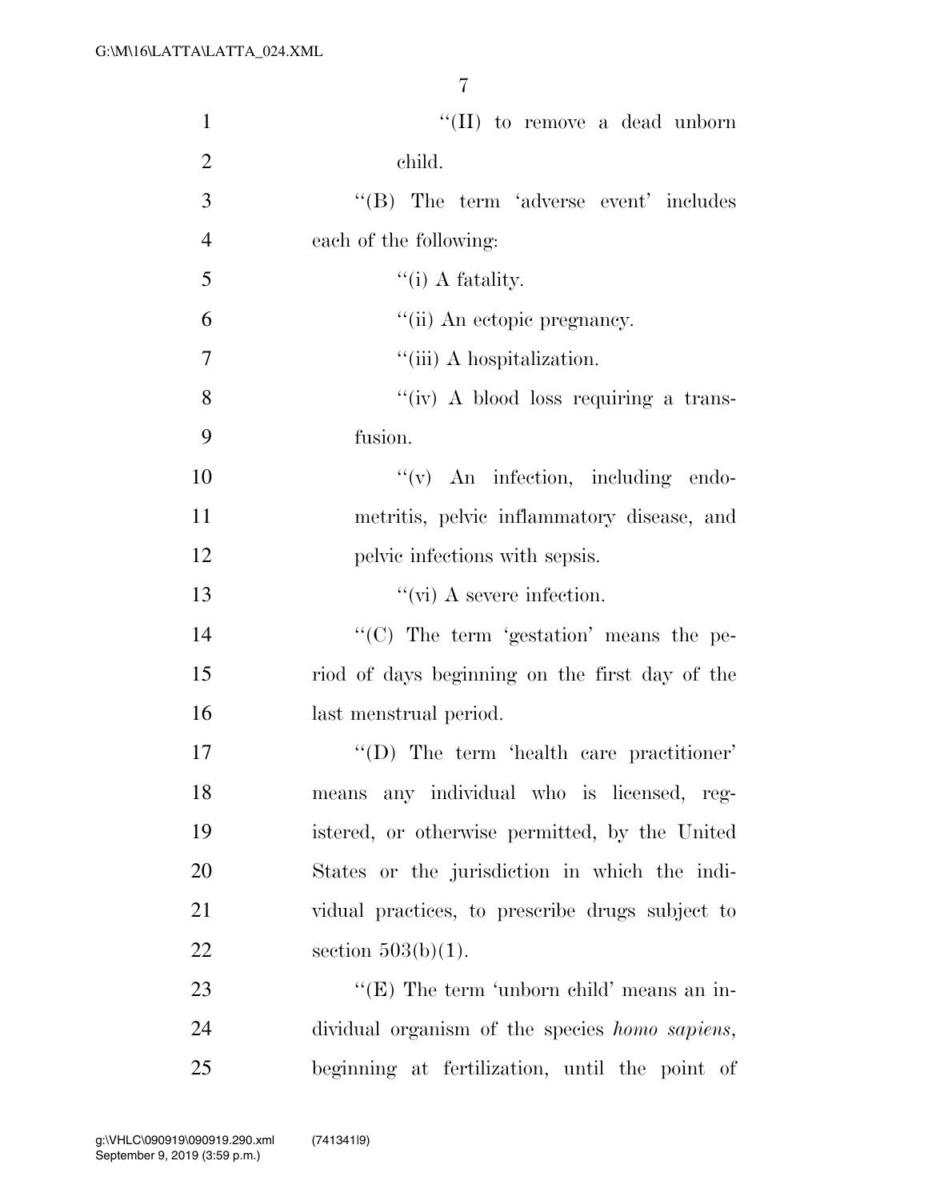"(II) to remove a dead unborn child.

"(B) The term 'adverse event' includes each of the following:

"(i) A fatality.

"(ii) An ectopic pregnancy.

"(iii) A hospitalization.

"(iv) A blood loss requiring a transfusion.

"(v) An infection, including endometritis, pelvic inflammatory disease, and pelvic infections with sepsis.

"(vi) A severe infection.

"(C) The term 'gestation' means the period of days beginning on the first day of the last menstrual period.

"(D) The term 'health care practitioner' means any individual who is licensed, registered, or otherwise permitted, by the United States or the jurisdiction in which the individual practices, to prescribe drugs subject to section 503(b)(1).

"(E) The term 'unborn child' means an individual organism of the species *homo sapiens*, beginning at fertilization, until the point of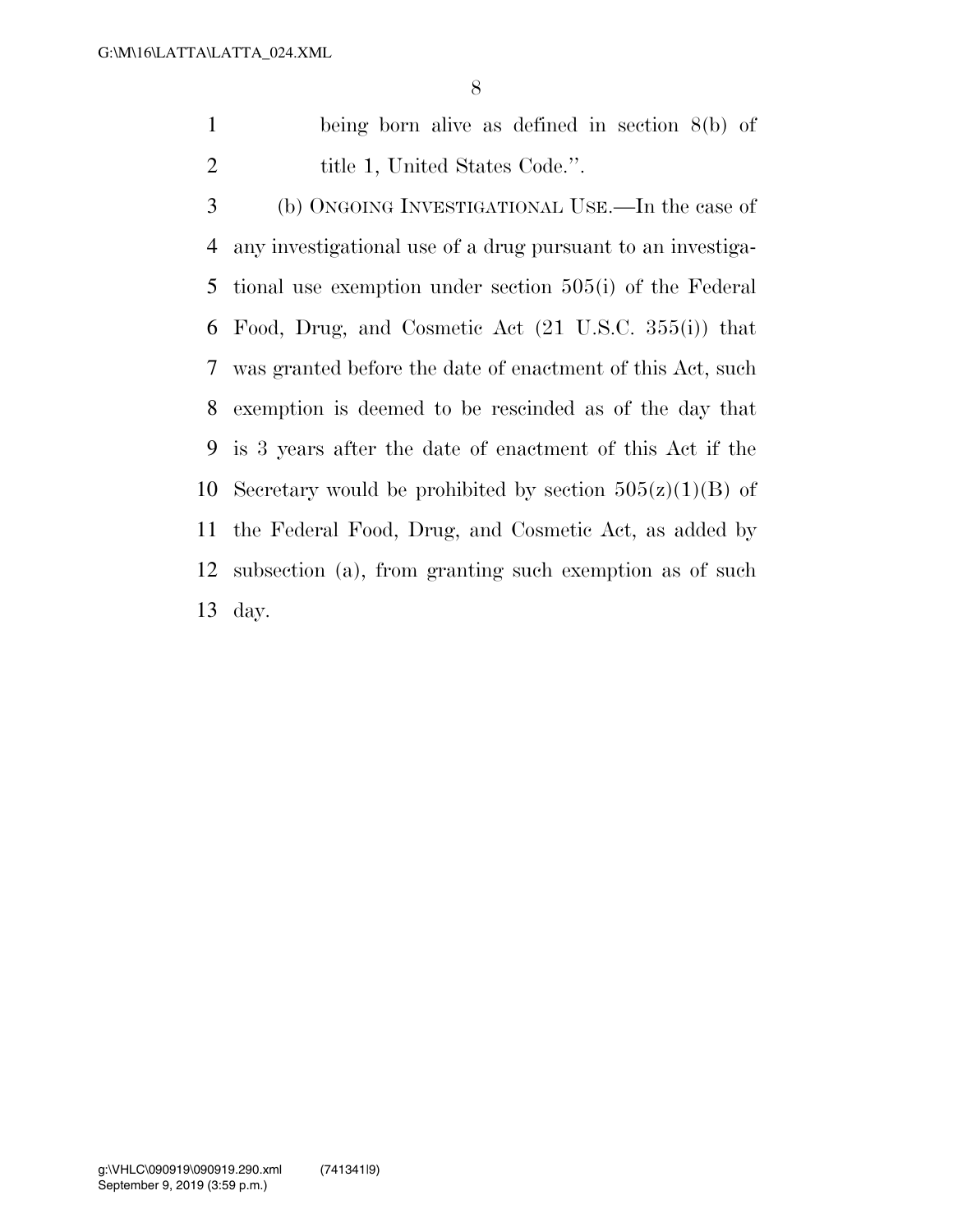being born alive as defined in section 8(b) of title 1, United States Code.".

(b) ONGOING INVESTIGATIONAL USE.—In the case of any investigational use of a drug pursuant to an investigational use exemption under section 505(i) of the Federal Food, Drug, and Cosmetic Act (21 U.S.C. 355(i)) that was granted before the date of enactment of this Act, such exemption is deemed to be rescinded as of the day that is 3 years after the date of enactment of this Act if the Secretary would be prohibited by section 505(z)(1)(B) of the Federal Food, Drug, and Cosmetic Act, as added by subsection (a), from granting such exemption as of such day.